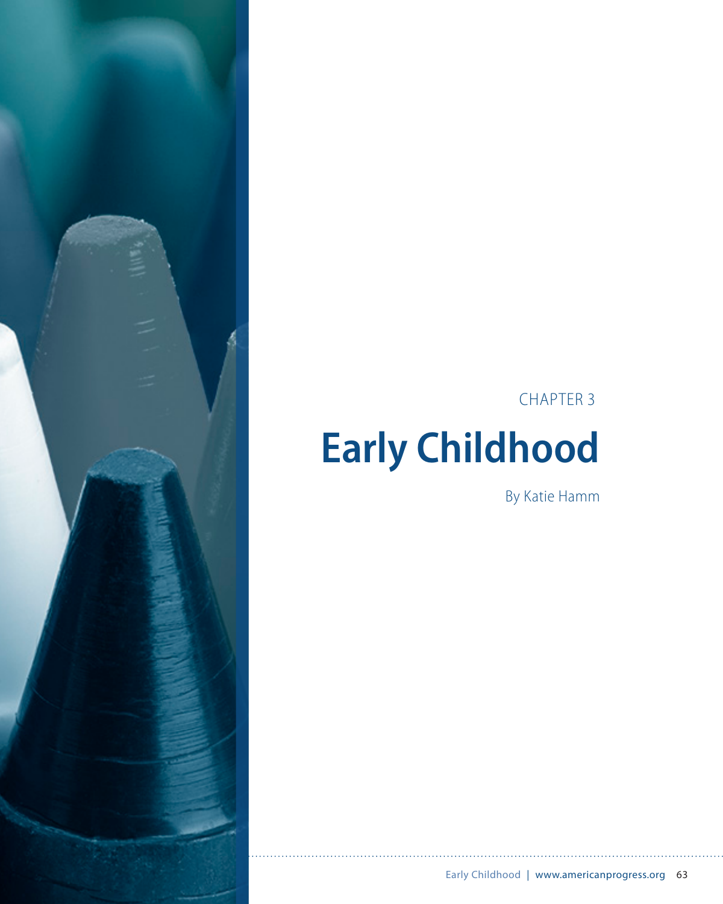CHAPTER 3

# Early Childhood

By Katie Hamm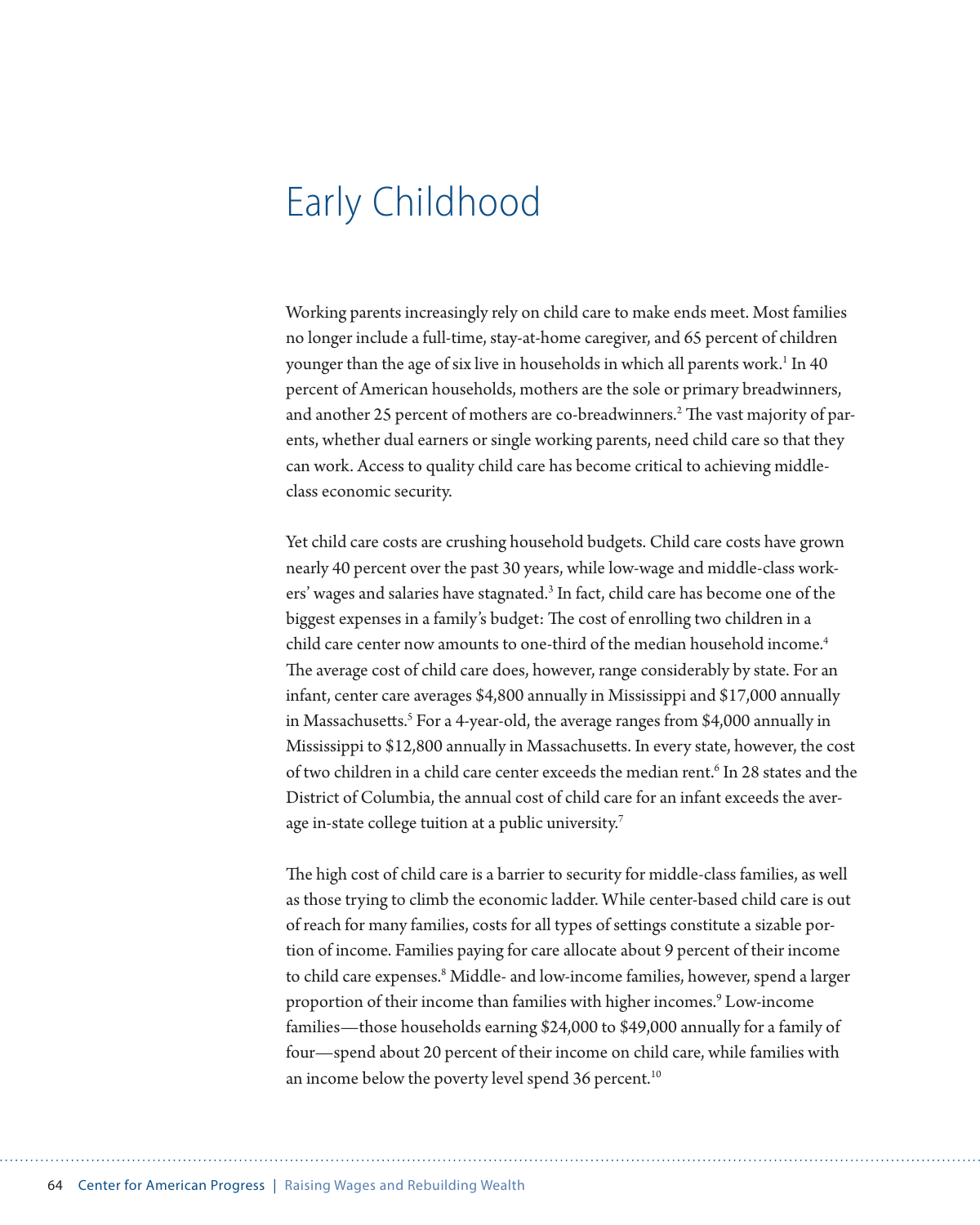# Early Childhood

Working parents increasingly rely on child care to make ends meet. Most families no longer include a full-time, stay-at-home caregiver, and 65 percent of children younger than the age of six live in households in which all parents work.[1] In 40 percent of American households, mothers are the sole or primary breadwinners, and another 25 percent of mothers are co-breadwinners.[2] The vast majority of parents, whether dual earners or single working parents, need child care so that they can work. Access to quality child care has become critical to achieving middle-class economic security.

Yet child care costs are crushing household budgets. Child care costs have grown nearly 40 percent over the past 30 years, while low-wage and middle-class workers' wages and salaries have stagnated.[3] In fact, child care has become one of the biggest expenses in a family's budget: The cost of enrolling two children in a child care center now amounts to one-third of the median household income.[4] The average cost of child care does, however, range considerably by state. For an infant, center care averages $4,800 annually in Mississippi and $17,000 annually in Massachusetts.[5] For a 4-year-old, the average ranges from $4,000 annually in Mississippi to $12,800 annually in Massachusetts. In every state, however, the cost of two children in a child care center exceeds the median rent.[6] In 28 states and the District of Columbia, the annual cost of child care for an infant exceeds the average in-state college tuition at a public university.[7]

The high cost of child care is a barrier to security for middle-class families, as well as those trying to climb the economic ladder. While center-based child care is out of reach for many families, costs for all types of settings constitute a sizable portion of income. Families paying for care allocate about 9 percent of their income to child care expenses.[8] Middle- and low-income families, however, spend a larger proportion of their income than families with higher incomes.[9] Low-income families—those households earning $24,000 to $49,000 annually for a family of four—spend about 20 percent of their income on child care, while families with an income below the poverty level spend 36 percent.[10]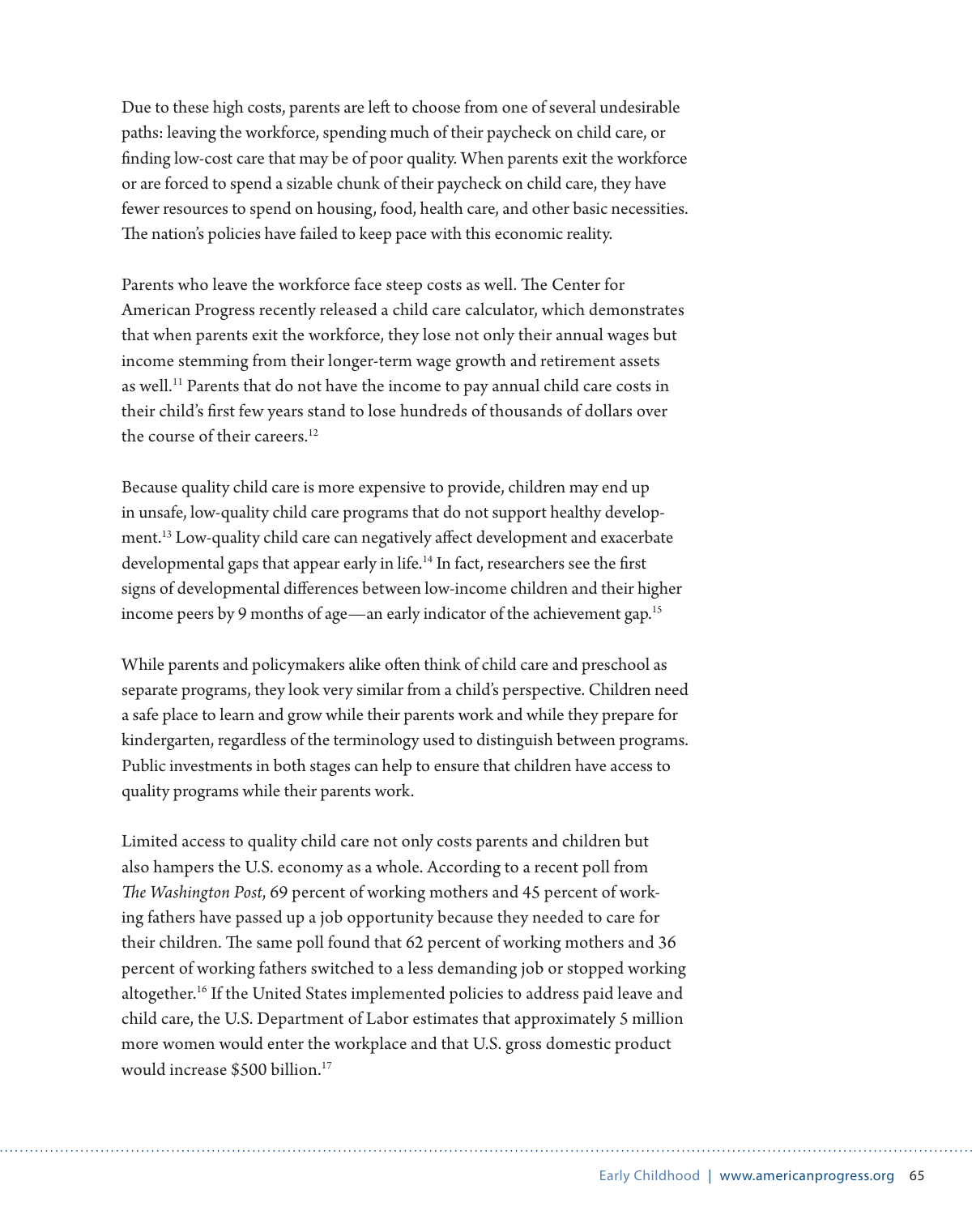Due to these high costs, parents are left to choose from one of several undesirable paths: leaving the workforce, spending much of their paycheck on child care, or finding low-cost care that may be of poor quality. When parents exit the workforce or are forced to spend a sizable chunk of their paycheck on child care, they have fewer resources to spend on housing, food, health care, and other basic necessities. The nation's policies have failed to keep pace with this economic reality.

Parents who leave the workforce face steep costs as well. The Center for American Progress recently released a child care calculator, which demonstrates that when parents exit the workforce, they lose not only their annual wages but income stemming from their longer-term wage growth and retirement assets as well.[11] Parents that do not have the income to pay annual child care costs in their child's first few years stand to lose hundreds of thousands of dollars over the course of their careers.[12]

Because quality child care is more expensive to provide, children may end up in unsafe, low-quality child care programs that do not support healthy development.[13] Low-quality child care can negatively affect development and exacerbate developmental gaps that appear early in life.[14] In fact, researchers see the first signs of developmental differences between low-income children and their higher income peers by 9 months of age—an early indicator of the achievement gap.[15]

While parents and policymakers alike often think of child care and preschool as separate programs, they look very similar from a child's perspective. Children need a safe place to learn and grow while their parents work and while they prepare for kindergarten, regardless of the terminology used to distinguish between programs. Public investments in both stages can help to ensure that children have access to quality programs while their parents work.

Limited access to quality child care not only costs parents and children but also hampers the U.S. economy as a whole. According to a recent poll from *The Washington Post*, 69 percent of working mothers and 45 percent of working fathers have passed up a job opportunity because they needed to care for their children. The same poll found that 62 percent of working mothers and 36 percent of working fathers switched to a less demanding job or stopped working altogether.[16] If the United States implemented policies to address paid leave and child care, the U.S. Department of Labor estimates that approximately 5 million more women would enter the workplace and that U.S. gross domestic product would increase $500 billion.[17]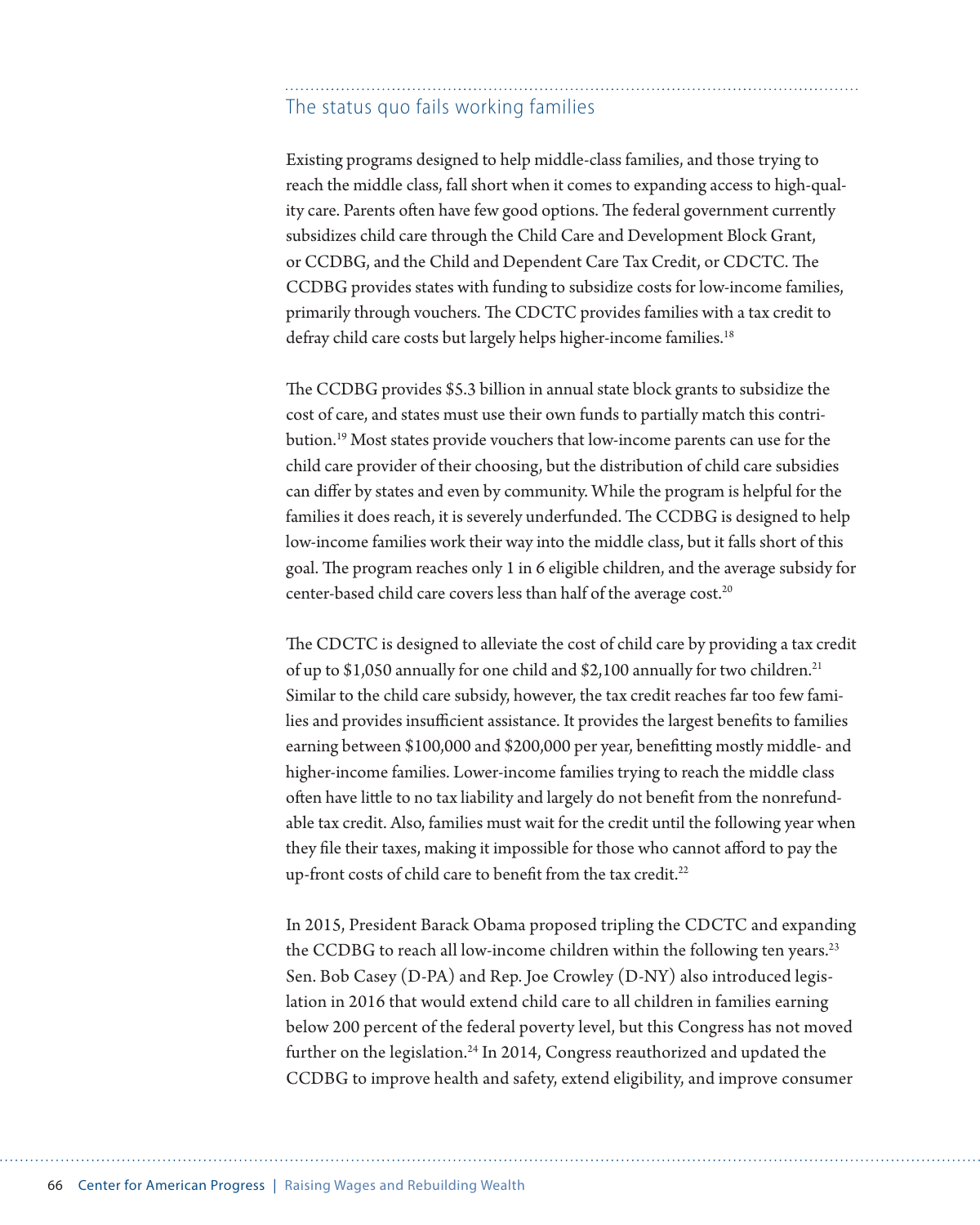## The status quo fails working families

Existing programs designed to help middle-class families, and those trying to reach the middle class, fall short when it comes to expanding access to high-quality care. Parents often have few good options. The federal government currently subsidizes child care through the Child Care and Development Block Grant, or CCDBG, and the Child and Dependent Care Tax Credit, or CDCTC. The CCDBG provides states with funding to subsidize costs for low-income families, primarily through vouchers. The CDCTC provides families with a tax credit to defray child care costs but largely helps higher-income families.[18]

The CCDBG provides $5.3 billion in annual state block grants to subsidize the cost of care, and states must use their own funds to partially match this contribution.[19] Most states provide vouchers that low-income parents can use for the child care provider of their choosing, but the distribution of child care subsidies can differ by states and even by community. While the program is helpful for the families it does reach, it is severely underfunded. The CCDBG is designed to help low-income families work their way into the middle class, but it falls short of this goal. The program reaches only 1 in 6 eligible children, and the average subsidy for center-based child care covers less than half of the average cost.[20]

The CDCTC is designed to alleviate the cost of child care by providing a tax credit of up to $1,050 annually for one child and $2,100 annually for two children.[21] Similar to the child care subsidy, however, the tax credit reaches far too few families and provides insufficient assistance. It provides the largest benefits to families earning between $100,000 and $200,000 per year, benefitting mostly middle- and higher-income families. Lower-income families trying to reach the middle class often have little to no tax liability and largely do not benefit from the nonrefundable tax credit. Also, families must wait for the credit until the following year when they file their taxes, making it impossible for those who cannot afford to pay the up-front costs of child care to benefit from the tax credit.[22]

In 2015, President Barack Obama proposed tripling the CDCTC and expanding the CCDBG to reach all low-income children within the following ten years.[23] Sen. Bob Casey (D-PA) and Rep. Joe Crowley (D-NY) also introduced legislation in 2016 that would extend child care to all children in families earning below 200 percent of the federal poverty level, but this Congress has not moved further on the legislation.[24] In 2014, Congress reauthorized and updated the CCDBG to improve health and safety, extend eligibility, and improve consumer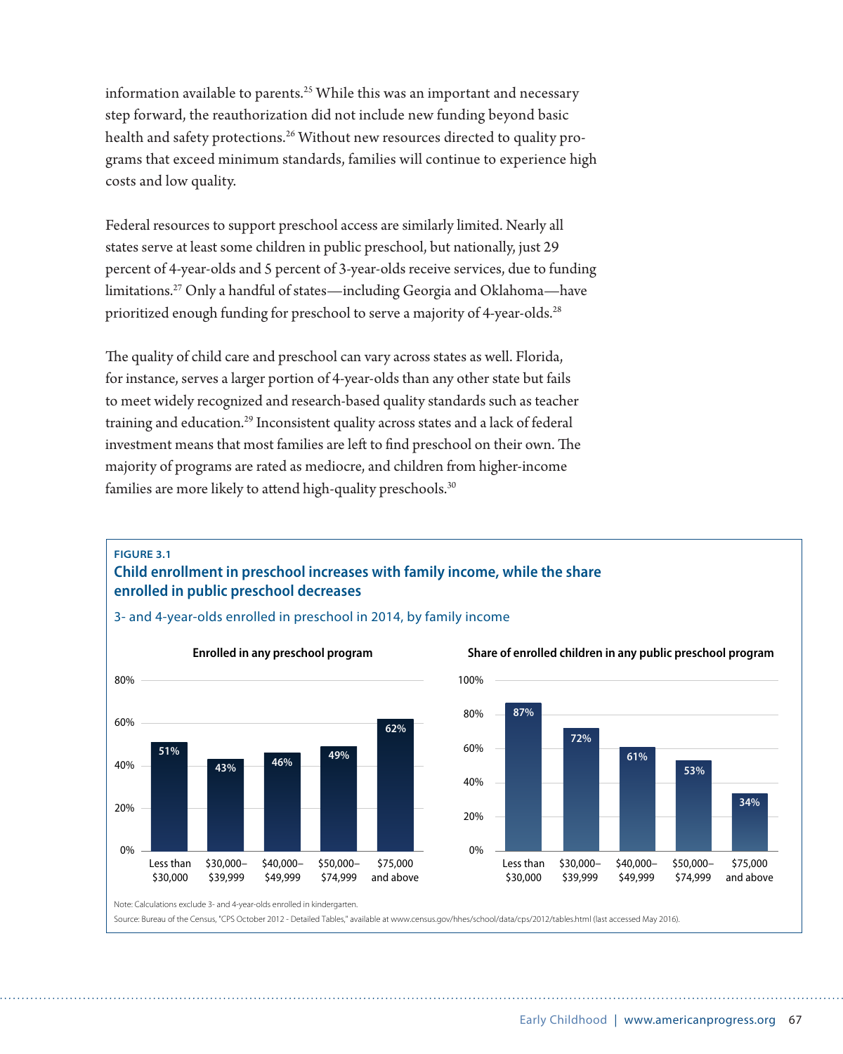information available to parents.[25] While this was an important and necessary step forward, the reauthorization did not include new funding beyond basic health and safety protections.[26] Without new resources directed to quality programs that exceed minimum standards, families will continue to experience high costs and low quality.

Federal resources to support preschool access are similarly limited. Nearly all states serve at least some children in public preschool, but nationally, just 29 percent of 4-year-olds and 5 percent of 3-year-olds receive services, due to funding limitations.[27] Only a handful of states—including Georgia and Oklahoma—have prioritized enough funding for preschool to serve a majority of 4-year-olds.[28]

The quality of child care and preschool can vary across states as well. Florida, for instance, serves a larger portion of 4-year-olds than any other state but fails to meet widely recognized and research-based quality standards such as teacher training and education.[29] Inconsistent quality across states and a lack of federal investment means that most families are left to find preschool on their own. The majority of programs are rated as mediocre, and children from higher-income families are more likely to attend high-quality preschools.[30]

**FIGURE 3.1**

**Child enrollment in preschool increases with family income, while the share enrolled in public preschool decreases**

3- and 4-year-olds enrolled in preschool in 2014, by family income

| Family income | Enrolled in any preschool program | Share of enrolled children in any public preschool program |
|---|---|---|
| Less than $30,000 | 51% | 87% |
| $30,000–$39,999 | 43% | 72% |
| $40,000–$49,999 | 46% | 61% |
| $50,000–$74,999 | 49% | 53% |
| $75,000 and above | 62% | 34% |

Note: Calculations exclude 3- and 4-year-olds enrolled in kindergarten.

Source: Bureau of the Census, "CPS October 2012 - Detailed Tables," available at www.census.gov/hhes/school/data/cps/2012/tables.html (last accessed May 2016).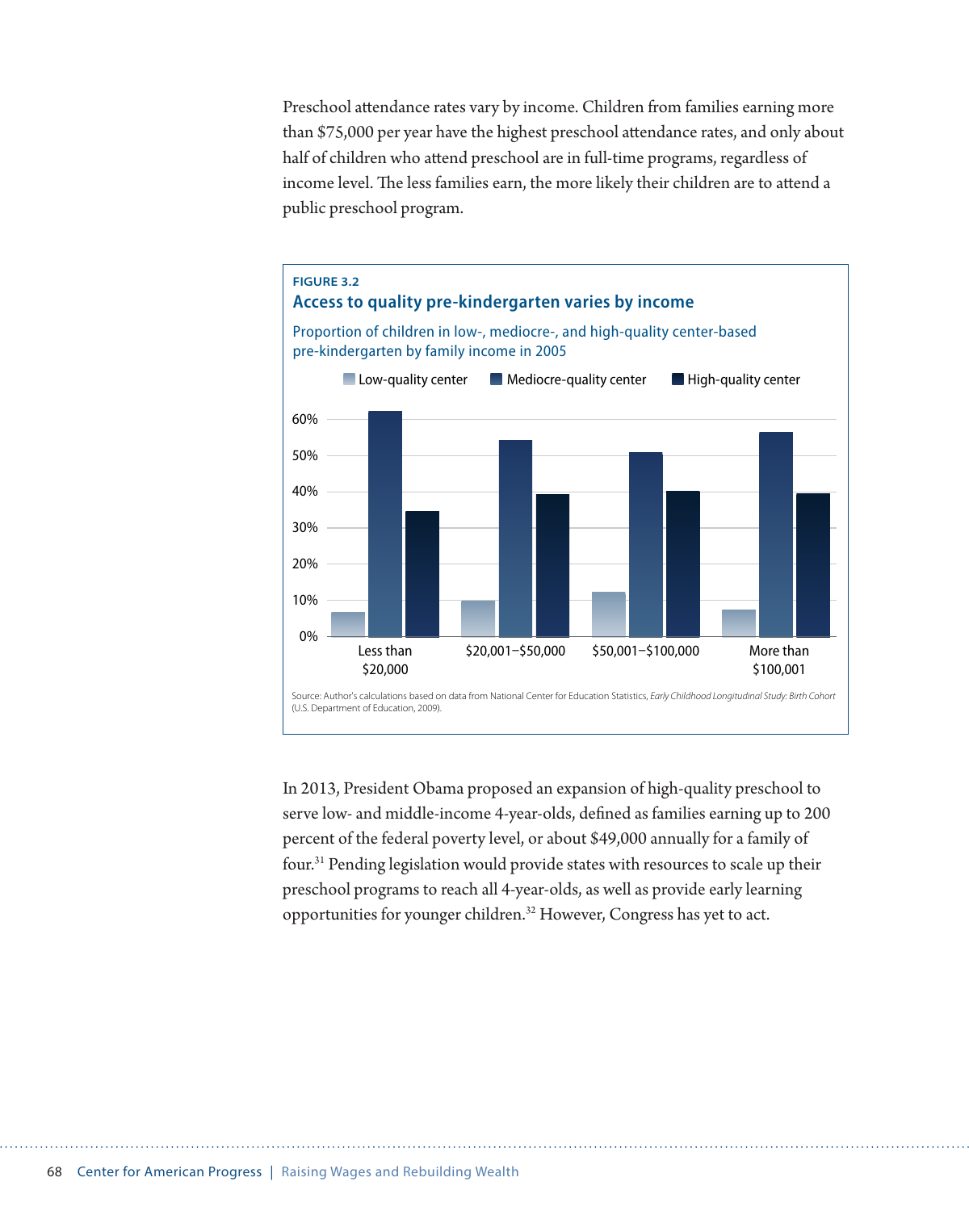Preschool attendance rates vary by income. Children from families earning more than $75,000 per year have the highest preschool attendance rates, and only about half of children who attend preschool are in full-time programs, regardless of income level. The less families earn, the more likely their children are to attend a public preschool program.

**FIGURE 3.2**

**Access to quality pre-kindergarten varies by income**

Proportion of children in low-, mediocre-, and high-quality center-based pre-kindergarten by family income in 2005

Low-quality center | Mediocre-quality center | High-quality center

60%
50%
40%
30%
20%
10%
0%

Less than $20,000 | $20,001–$50,000 | $50,001–$100,000 | More than $100,001

Source: Author's calculations based on data from National Center for Education Statistics, *Early Childhood Longitudinal Study: Birth Cohort* (U.S. Department of Education, 2009).

In 2013, President Obama proposed an expansion of high-quality preschool to serve low- and middle-income 4-year-olds, defined as families earning up to 200 percent of the federal poverty level, or about $49,000 annually for a family of four.[31] Pending legislation would provide states with resources to scale up their preschool programs to reach all 4-year-olds, as well as provide early learning opportunities for younger children.[32] However, Congress has yet to act.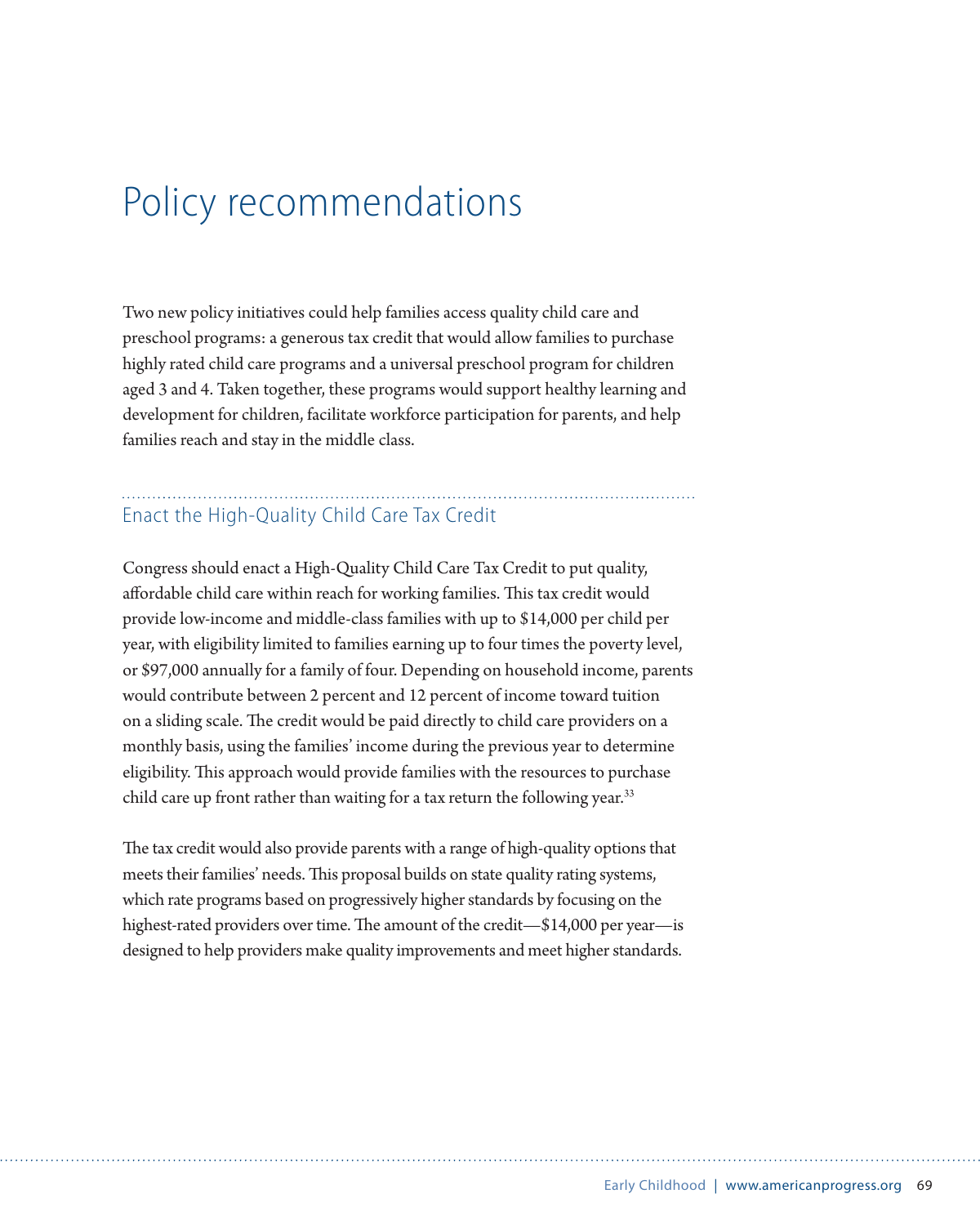# Policy recommendations

Two new policy initiatives could help families access quality child care and preschool programs: a generous tax credit that would allow families to purchase highly rated child care programs and a universal preschool program for children aged 3 and 4. Taken together, these programs would support healthy learning and development for children, facilitate workforce participation for parents, and help families reach and stay in the middle class.

## Enact the High-Quality Child Care Tax Credit

Congress should enact a High-Quality Child Care Tax Credit to put quality, affordable child care within reach for working families. This tax credit would provide low-income and middle-class families with up to $14,000 per child per year, with eligibility limited to families earning up to four times the poverty level, or $97,000 annually for a family of four. Depending on household income, parents would contribute between 2 percent and 12 percent of income toward tuition on a sliding scale. The credit would be paid directly to child care providers on a monthly basis, using the families' income during the previous year to determine eligibility. This approach would provide families with the resources to purchase child care up front rather than waiting for a tax return the following year.[33]

The tax credit would also provide parents with a range of high-quality options that meets their families' needs. This proposal builds on state quality rating systems, which rate programs based on progressively higher standards by focusing on the highest-rated providers over time. The amount of the credit—$14,000 per year—is designed to help providers make quality improvements and meet higher standards.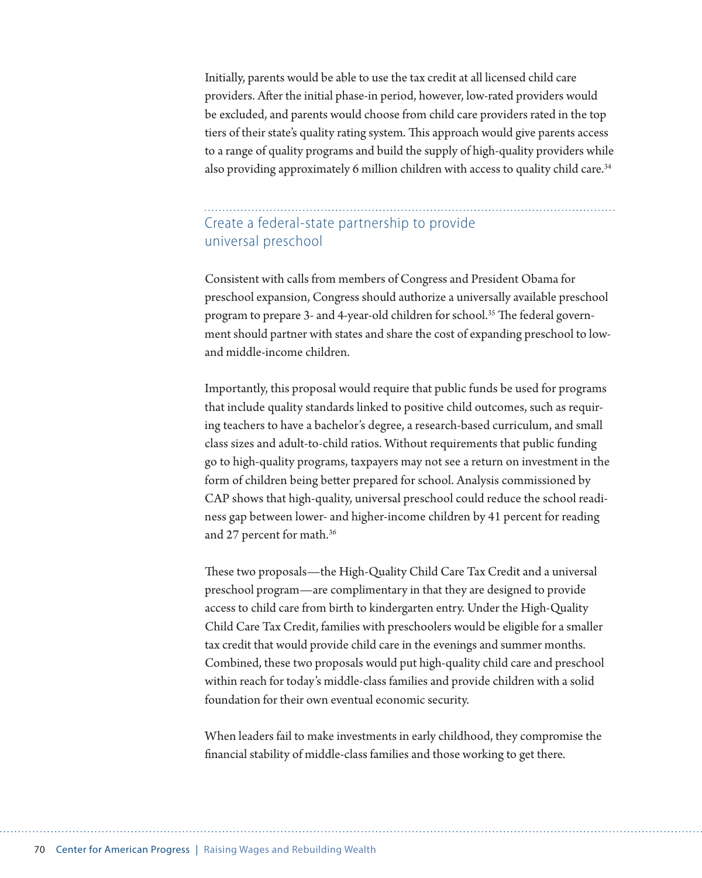Initially, parents would be able to use the tax credit at all licensed child care providers. After the initial phase-in period, however, low-rated providers would be excluded, and parents would choose from child care providers rated in the top tiers of their state's quality rating system. This approach would give parents access to a range of quality programs and build the supply of high-quality providers while also providing approximately 6 million children with access to quality child care.[34]

## Create a federal-state partnership to provide universal preschool

Consistent with calls from members of Congress and President Obama for preschool expansion, Congress should authorize a universally available preschool program to prepare 3- and 4-year-old children for school.[35] The federal government should partner with states and share the cost of expanding preschool to low- and middle-income children.

Importantly, this proposal would require that public funds be used for programs that include quality standards linked to positive child outcomes, such as requiring teachers to have a bachelor's degree, a research-based curriculum, and small class sizes and adult-to-child ratios. Without requirements that public funding go to high-quality programs, taxpayers may not see a return on investment in the form of children being better prepared for school. Analysis commissioned by CAP shows that high-quality, universal preschool could reduce the school readiness gap between lower- and higher-income children by 41 percent for reading and 27 percent for math.[36]

These two proposals—the High-Quality Child Care Tax Credit and a universal preschool program—are complimentary in that they are designed to provide access to child care from birth to kindergarten entry. Under the High-Quality Child Care Tax Credit, families with preschoolers would be eligible for a smaller tax credit that would provide child care in the evenings and summer months. Combined, these two proposals would put high-quality child care and preschool within reach for today's middle-class families and provide children with a solid foundation for their own eventual economic security.

When leaders fail to make investments in early childhood, they compromise the financial stability of middle-class families and those working to get there.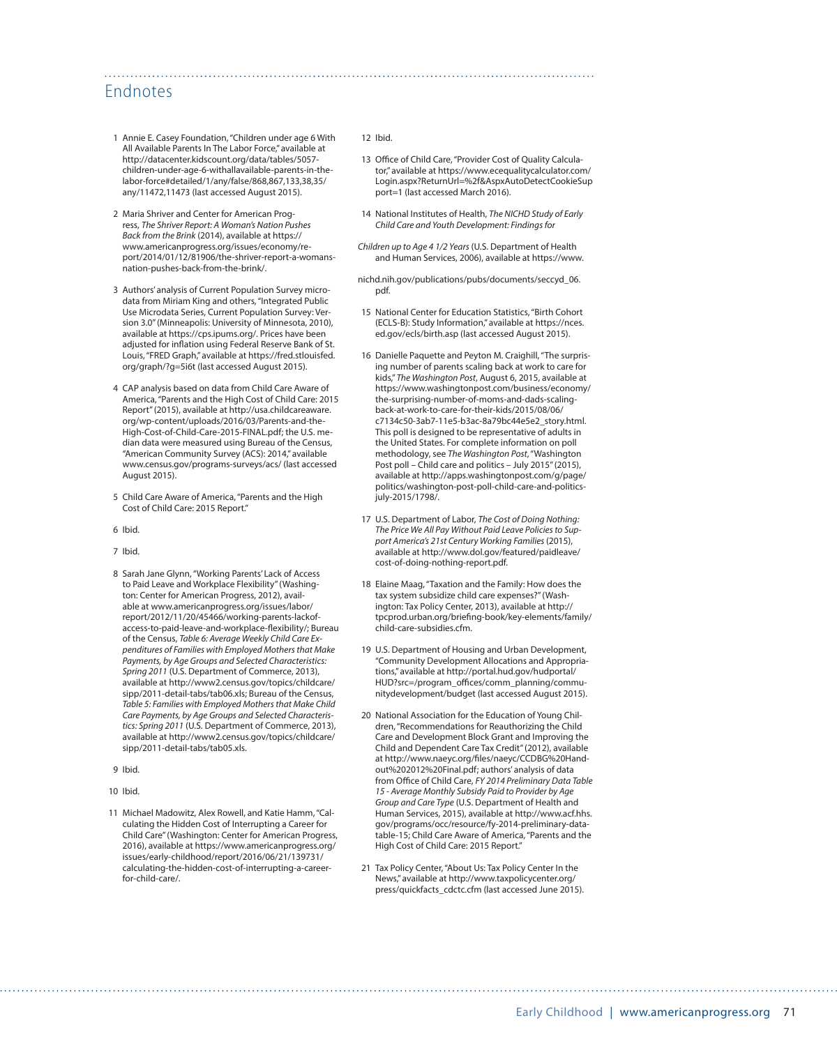## Endnotes

1. Annie E. Casey Foundation, "Children under age 6 With All Available Parents In The Labor Force," available at http://datacenter.kidscount.org/data/tables/5057-children-under-age-6-withallavailable-parents-in-the-labor-force#detailed/1/any/false/868,867,133,38,35/any/11472,11473 (last accessed August 2015).

2. Maria Shriver and Center for American Progress, *The Shriver Report: A Woman's Nation Pushes Back from the Brink* (2014), available at https://www.americanprogress.org/issues/economy/report/2014/01/12/81906/the-shriver-report-a-womans-nation-pushes-back-from-the-brink/.

3. Authors' analysis of Current Population Survey microdata from Miriam King and others, "Integrated Public Use Microdata Series, Current Population Survey: Version 3.0" (Minneapolis: University of Minnesota, 2010), available at https://cps.ipums.org/. Prices have been adjusted for inflation using Federal Reserve Bank of St. Louis, "FRED Graph," available at https://fred.stlouisfed.org/graph/?g=5i6t (last accessed August 2015).

4. CAP analysis based on data from Child Care Aware of America, "Parents and the High Cost of Child Care: 2015 Report" (2015), available at http://usa.childcareaware.org/wp-content/uploads/2016/03/Parents-and-the-High-Cost-of-Child-Care-2015-FINAL.pdf; the U.S. median data were measured using Bureau of the Census, "American Community Survey (ACS): 2014," available www.census.gov/programs-surveys/acs/ (last accessed August 2015).

5. Child Care Aware of America, "Parents and the High Cost of Child Care: 2015 Report."

6. Ibid.

7. Ibid.

8. Sarah Jane Glynn, "Working Parents' Lack of Access to Paid Leave and Workplace Flexibility" (Washington: Center for American Progress, 2012), available at www.americanprogress.org/issues/labor/report/2012/11/20/45466/working-parents-lackof-access-to-paid-leave-and-workplace-flexibility/; Bureau of the Census, *Table 6: Average Weekly Child Care Expenditures of Families with Employed Mothers that Make Payments, by Age Groups and Selected Characteristics: Spring 2011* (U.S. Department of Commerce, 2013), available at http://www2.census.gov/topics/childcare/sipp/2011-detail-tabs/tab06.xls; Bureau of the Census, *Table 5: Families with Employed Mothers that Make Child Care Payments, by Age Groups and Selected Characteristics: Spring 2011* (U.S. Department of Commerce, 2013), available at http://www2.census.gov/topics/childcare/sipp/2011-detail-tabs/tab05.xls.

9. Ibid.

10. Ibid.

11. Michael Madowitz, Alex Rowell, and Katie Hamm, "Calculating the Hidden Cost of Interrupting a Career for Child Care" (Washington: Center for American Progress, 2016), available at https://www.americanprogress.org/issues/early-childhood/report/2016/06/21/139731/calculating-the-hidden-cost-of-interrupting-a-career-for-child-care/.

12. Ibid.

13. Office of Child Care, "Provider Cost of Quality Calculator," available at https://www.ecequalitycalculator.com/Login.aspx?ReturnUrl=%2f&AspxAutoDetectCookieSupport=1 (last accessed March 2016).

14. National Institutes of Health, *The NICHD Study of Early Child Care and Youth Development: Findings for Children up to Age 4 1/2 Years* (U.S. Department of Health and Human Services, 2006), available at https://www.nichd.nih.gov/publications/pubs/documents/seccyd_06.pdf.

15. National Center for Education Statistics, "Birth Cohort (ECLS-B): Study Information," available at https://nces.ed.gov/ecls/birth.asp (last accessed August 2015).

16. Danielle Paquette and Peyton M. Craighill, "The surprising number of parents scaling back at work to care for kids," *The Washington Post*, August 6, 2015, available at https://www.washingtonpost.com/business/economy/the-surprising-number-of-moms-and-dads-scaling-back-at-work-to-care-for-their-kids/2015/08/06/c7134c50-3ab7-11e5-b3ac-8a79bc44e5e2_story.html. This poll is designed to be representative of adults in the United States. For complete information on poll methodology, see *The Washington Post*, "Washington Post poll – Child care and politics – July 2015" (2015), available at http://apps.washingtonpost.com/g/page/politics/washington-post-poll-child-care-and-politics-july-2015/1798/.

17. U.S. Department of Labor, *The Cost of Doing Nothing: The Price We All Pay Without Paid Leave Policies to Support America's 21st Century Working Families* (2015), available at http://www.dol.gov/featured/paidleave/cost-of-doing-nothing-report.pdf.

18. Elaine Maag, "Taxation and the Family: How does the tax system subsidize child care expenses?" (Washington: Tax Policy Center, 2013), available at http://tpcprod.urban.org/briefing-book/key-elements/family/child-care-subsidies.cfm.

19. U.S. Department of Housing and Urban Development, "Community Development Allocations and Appropriations," available at http://portal.hud.gov/hudportal/HUD?src=/program_offices/comm_planning/communitydevelopment/budget (last accessed August 2015).

20. National Association for the Education of Young Children, "Recommendations for Reauthorizing the Child Care and Development Block Grant and Improving the Child and Dependent Care Tax Credit" (2012), available at http://www.naeyc.org/files/naeyc/CCDBG%20Handout%202012%20Final.pdf; authors' analysis of data from Office of Child Care, *FY 2014 Preliminary Data Table 15 - Average Monthly Subsidy Paid to Provider by Age Group and Care Type* (U.S. Department of Health and Human Services, 2015), available at http://www.acf.hhs.gov/programs/occ/resource/fy-2014-preliminary-data-table-15; Child Care Aware of America, "Parents and the High Cost of Child Care: 2015 Report."

21. Tax Policy Center, "About Us: Tax Policy Center In the News," available at http://www.taxpolicycenter.org/press/quickfacts_cdctc.cfm (last accessed June 2015).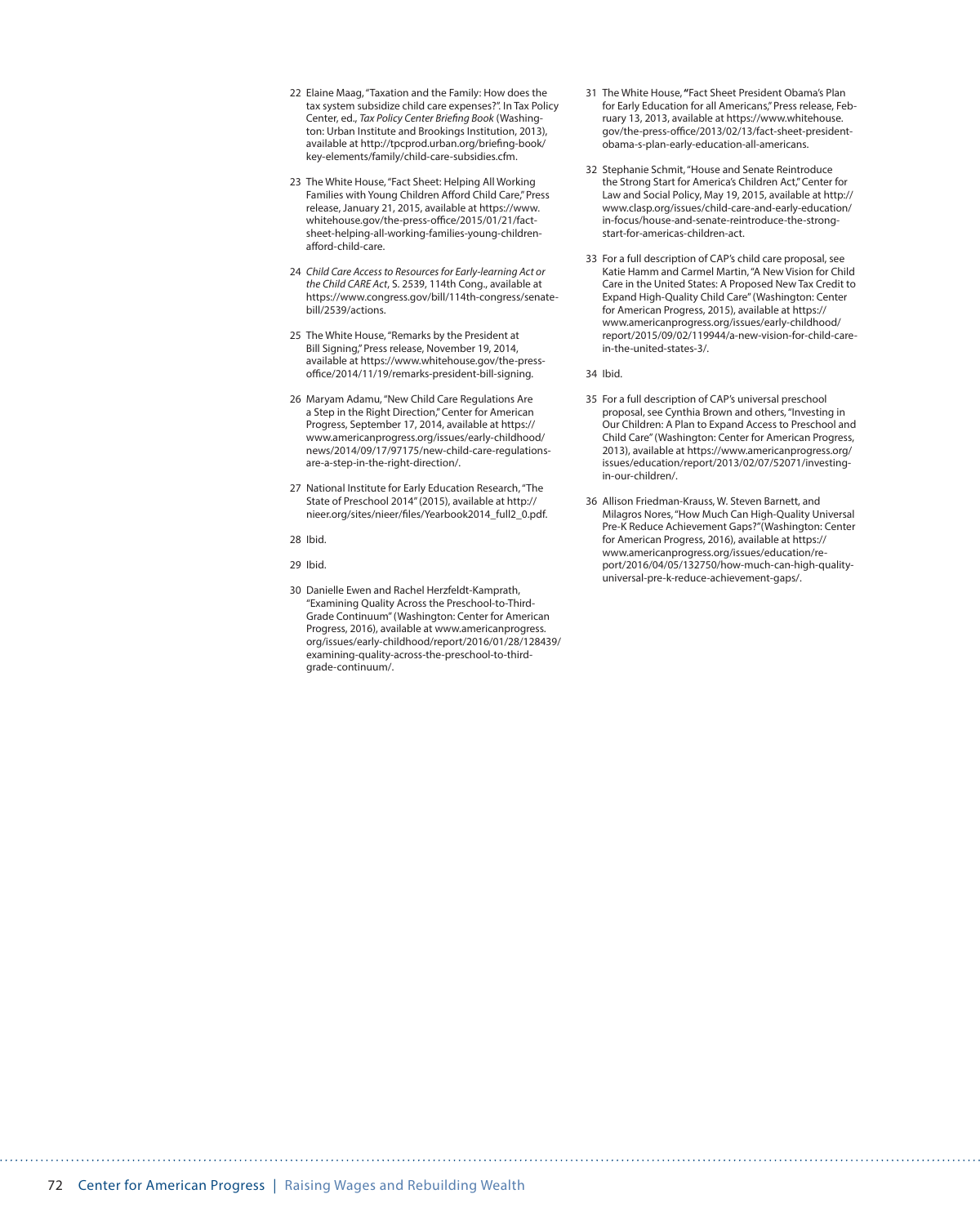22 Elaine Maag, "Taxation and the Family: How does the tax system subsidize child care expenses?". In Tax Policy Center, ed., *Tax Policy Center Briefing Book* (Washington: Urban Institute and Brookings Institution, 2013), available at http://tpcprod.urban.org/briefing-book/key-elements/family/child-care-subsidies.cfm.

23 The White House, "Fact Sheet: Helping All Working Families with Young Children Afford Child Care," Press release, January 21, 2015, available at https://www.whitehouse.gov/the-press-office/2015/01/21/fact-sheet-helping-all-working-families-young-children-afford-child-care.

24 *Child Care Access to Resources for Early-learning Act or the Child CARE Act*, S. 2539, 114th Cong., available at https://www.congress.gov/bill/114th-congress/senate-bill/2539/actions.

25 The White House, "Remarks by the President at Bill Signing," Press release, November 19, 2014, available at https://www.whitehouse.gov/the-press-office/2014/11/19/remarks-president-bill-signing.

26 Maryam Adamu, "New Child Care Regulations Are a Step in the Right Direction," Center for American Progress, September 17, 2014, available at https://www.americanprogress.org/issues/early-childhood/news/2014/09/17/97175/new-child-care-regulations-are-a-step-in-the-right-direction/.

27 National Institute for Early Education Research, "The State of Preschool 2014" (2015), available at http://nieer.org/sites/nieer/files/Yearbook2014_full2_0.pdf.

28 Ibid.

29 Ibid.

30 Danielle Ewen and Rachel Herzfeldt-Kamprath, "Examining Quality Across the Preschool-to-Third-Grade Continuum" (Washington: Center for American Progress, 2016), available at www.americanprogress.org/issues/early-childhood/report/2016/01/28/128439/examining-quality-across-the-preschool-to-third-grade-continuum/.

31 The White House, "Fact Sheet President Obama's Plan for Early Education for all Americans," Press release, February 13, 2013, available at https://www.whitehouse.gov/the-press-office/2013/02/13/fact-sheet-president-obama-s-plan-early-education-all-americans.

32 Stephanie Schmit, "House and Senate Reintroduce the Strong Start for America's Children Act," Center for Law and Social Policy, May 19, 2015, available at http://www.clasp.org/issues/child-care-and-early-education/in-focus/house-and-senate-reintroduce-the-strong-start-for-americas-children-act.

33 For a full description of CAP's child care proposal, see Katie Hamm and Carmel Martin, "A New Vision for Child Care in the United States: A Proposed New Tax Credit to Expand High-Quality Child Care" (Washington: Center for American Progress, 2015), available at https://www.americanprogress.org/issues/early-childhood/report/2015/09/02/119944/a-new-vision-for-child-care-in-the-united-states-3/.

34 Ibid.

35 For a full description of CAP's universal preschool proposal, see Cynthia Brown and others, "Investing in Our Children: A Plan to Expand Access to Preschool and Child Care" (Washington: Center for American Progress, 2013), available at https://www.americanprogress.org/issues/education/report/2013/02/07/52071/investing-in-our-children/.

36 Allison Friedman-Krauss, W. Steven Barnett, and Milagros Nores, "How Much Can High-Quality Universal Pre-K Reduce Achievement Gaps?" (Washington: Center for American Progress, 2016), available at https://www.americanprogress.org/issues/education/report/2016/04/05/132750/how-much-can-high-quality-universal-pre-k-reduce-achievement-gaps/.